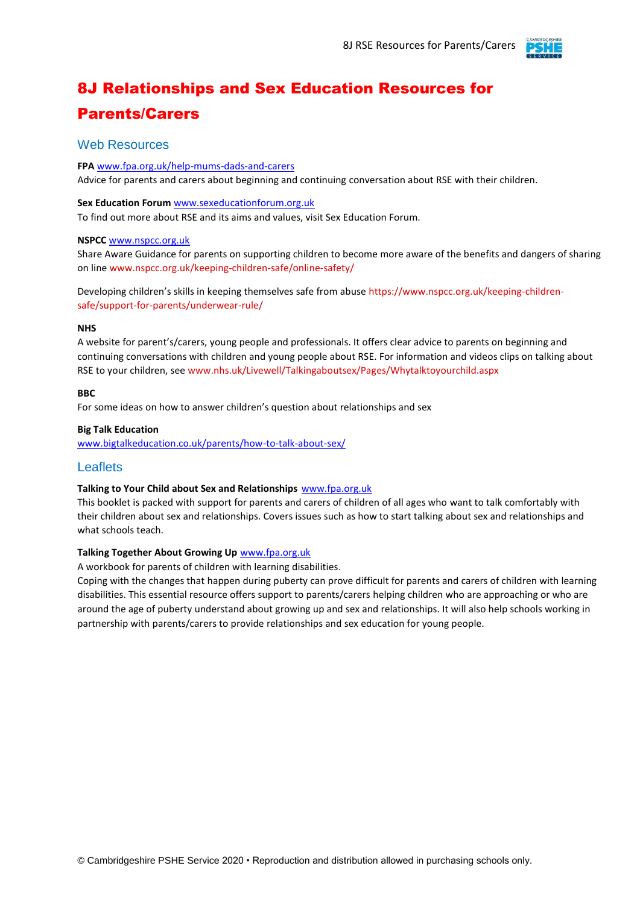# 8J Relationships and Sex Education Resources for Parents/Carers

## Web Resources

**FPA** www.fpa.org.uk/help-mums-dads-and-carers
Advice for parents and carers about beginning and continuing conversation about RSE with their children.

**Sex Education Forum** www.sexeducationforum.org.uk
To find out more about RSE and its aims and values, visit Sex Education Forum.

**NSPCC** www.nspcc.org.uk
Share Aware Guidance for parents on supporting children to become more aware of the benefits and dangers of sharing on line www.nspcc.org.uk/keeping-children-safe/online-safety/

Developing children's skills in keeping themselves safe from abuse https://www.nspcc.org.uk/keeping-children-safe/support-for-parents/underwear-rule/

**NHS**
A website for parent's/carers, young people and professionals. It offers clear advice to parents on beginning and continuing conversations with children and young people about RSE. For information and videos clips on talking about RSE to your children, see www.nhs.uk/Livewell/Talkingaboutsex/Pages/Whytalktoyourchild.aspx

**BBC**
For some ideas on how to answer children's question about relationships and sex

**Big Talk Education**
www.bigtalkeducation.co.uk/parents/how-to-talk-about-sex/

## Leaflets

**Talking to Your Child about Sex and Relationships** www.fpa.org.uk
This booklet is packed with support for parents and carers of children of all ages who want to talk comfortably with their children about sex and relationships. Covers issues such as how to start talking about sex and relationships and what schools teach.

**Talking Together About Growing Up** www.fpa.org.uk
A workbook for parents of children with learning disabilities.
Coping with the changes that happen during puberty can prove difficult for parents and carers of children with learning disabilities. This essential resource offers support to parents/carers helping children who are approaching or who are around the age of puberty understand about growing up and sex and relationships. It will also help schools working in partnership with parents/carers to provide relationships and sex education for young people.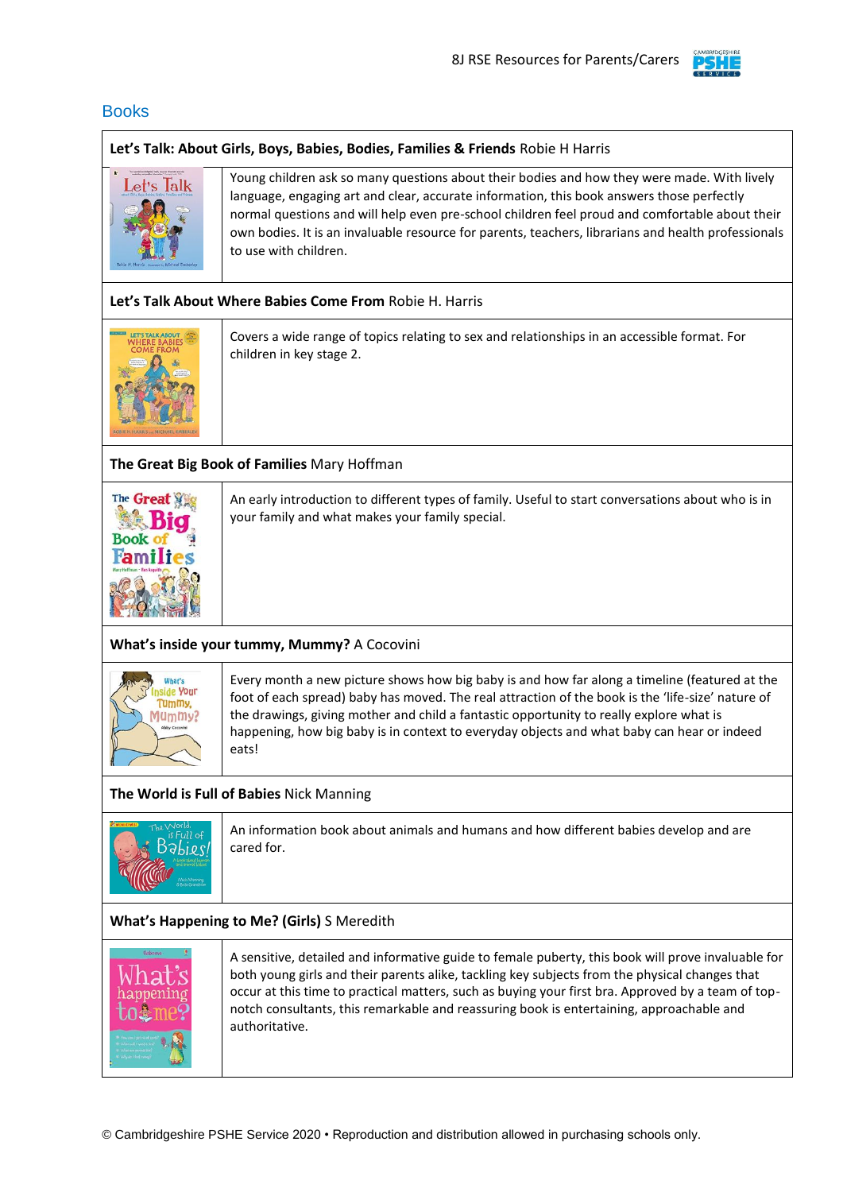## Books

| **Let's Talk: About Girls, Boys, Babies, Bodies, Families & Friends** Robie H Harris | |
|---|---|
| | Young children ask so many questions about their bodies and how they were made. With lively language, engaging art and clear, accurate information, this book answers those perfectly normal questions and will help even pre-school children feel proud and comfortable about their own bodies. It is an invaluable resource for parents, teachers, librarians and health professionals to use with children. |
| **Let's Talk About Where Babies Come From** Robie H. Harris | |
| | Covers a wide range of topics relating to sex and relationships in an accessible format. For children in key stage 2. |
| **The Great Big Book of Families** Mary Hoffman | |
| | An early introduction to different types of family. Useful to start conversations about who is in your family and what makes your family special. |
| **What's inside your tummy, Mummy?** A Cocovini | |
| | Every month a new picture shows how big baby is and how far along a timeline (featured at the foot of each spread) baby has moved. The real attraction of the book is the 'life-size' nature of the drawings, giving mother and child a fantastic opportunity to really explore what is happening, how big baby is in context to everyday objects and what baby can hear or indeed eats! |
| **The World is Full of Babies** Nick Manning | |
| | An information book about animals and humans and how different babies develop and are cared for. |
| **What's Happening to Me? (Girls)** S Meredith | |
| | A sensitive, detailed and informative guide to female puberty, this book will prove invaluable for both young girls and their parents alike, tackling key subjects from the physical changes that occur at this time to practical matters, such as buying your first bra. Approved by a team of top-notch consultants, this remarkable and reassuring book is entertaining, approachable and authoritative. |

© Cambridgeshire PSHE Service 2020 • Reproduction and distribution allowed in purchasing schools only.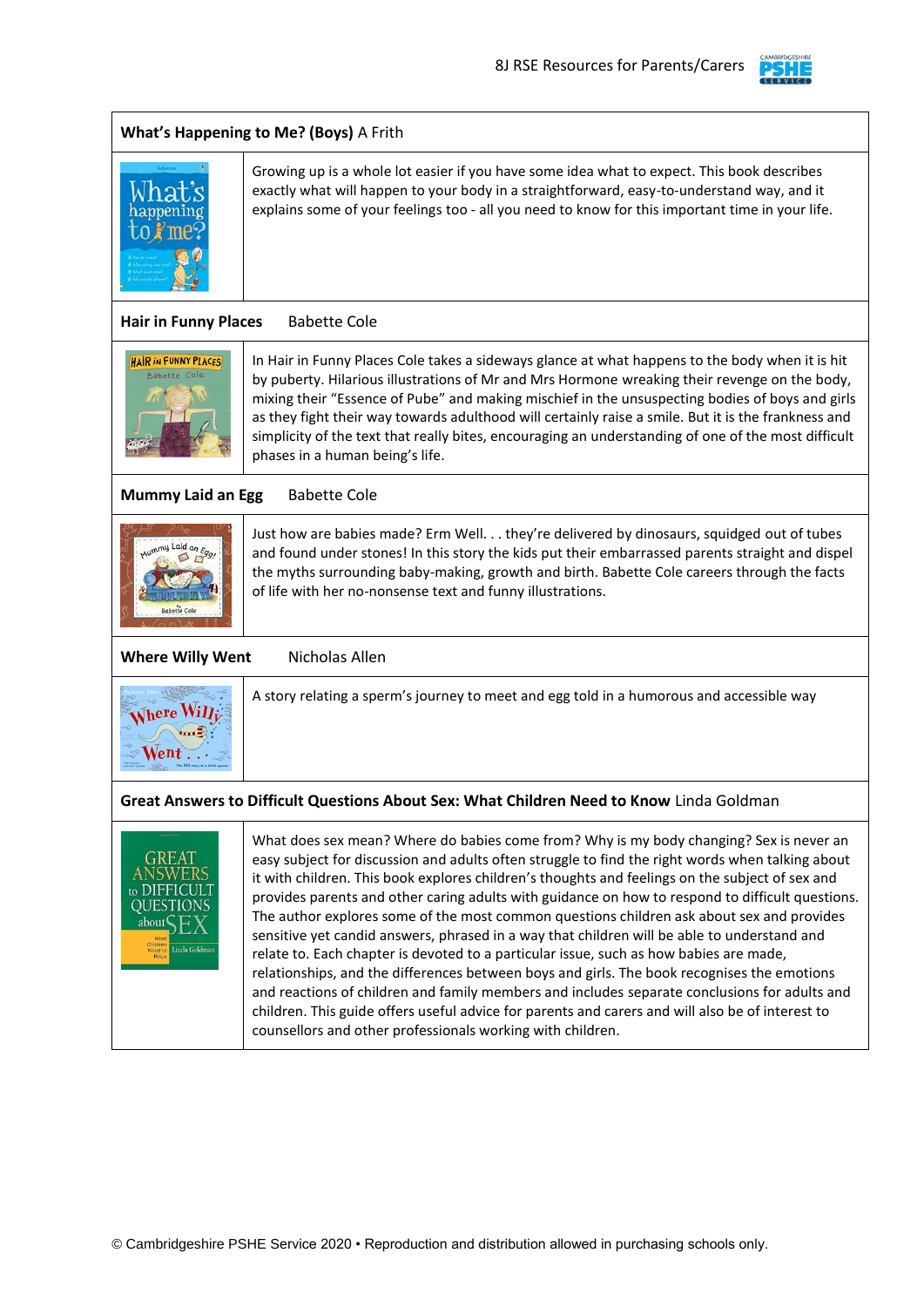**What's Happening to Me? (Boys)** A Frith

Growing up is a whole lot easier if you have some idea what to expect. This book describes exactly what will happen to your body in a straightforward, easy-to-understand way, and it explains some of your feelings too - all you need to know for this important time in your life.

**Hair in Funny Places** Babette Cole

In Hair in Funny Places Cole takes a sideways glance at what happens to the body when it is hit by puberty. Hilarious illustrations of Mr and Mrs Hormone wreaking their revenge on the body, mixing their "Essence of Pube" and making mischief in the unsuspecting bodies of boys and girls as they fight their way towards adulthood will certainly raise a smile. But it is the frankness and simplicity of the text that really bites, encouraging an understanding of one of the most difficult phases in a human being's life.

**Mummy Laid an Egg** Babette Cole

Just how are babies made? Erm Well. . . they're delivered by dinosaurs, squidged out of tubes and found under stones! In this story the kids put their embarrassed parents straight and dispel the myths surrounding baby-making, growth and birth. Babette Cole careers through the facts of life with her no-nonsense text and funny illustrations.

**Where Willy Went** Nicholas Allen

A story relating a sperm's journey to meet and egg told in a humorous and accessible way

**Great Answers to Difficult Questions About Sex: What Children Need to Know** Linda Goldman

What does sex mean? Where do babies come from? Why is my body changing? Sex is never an easy subject for discussion and adults often struggle to find the right words when talking about it with children. This book explores children's thoughts and feelings on the subject of sex and provides parents and other caring adults with guidance on how to respond to difficult questions. The author explores some of the most common questions children ask about sex and provides sensitive yet candid answers, phrased in a way that children will be able to understand and relate to. Each chapter is devoted to a particular issue, such as how babies are made, relationships, and the differences between boys and girls. The book recognises the emotions and reactions of children and family members and includes separate conclusions for adults and children. This guide offers useful advice for parents and carers and will also be of interest to counsellors and other professionals working with children.